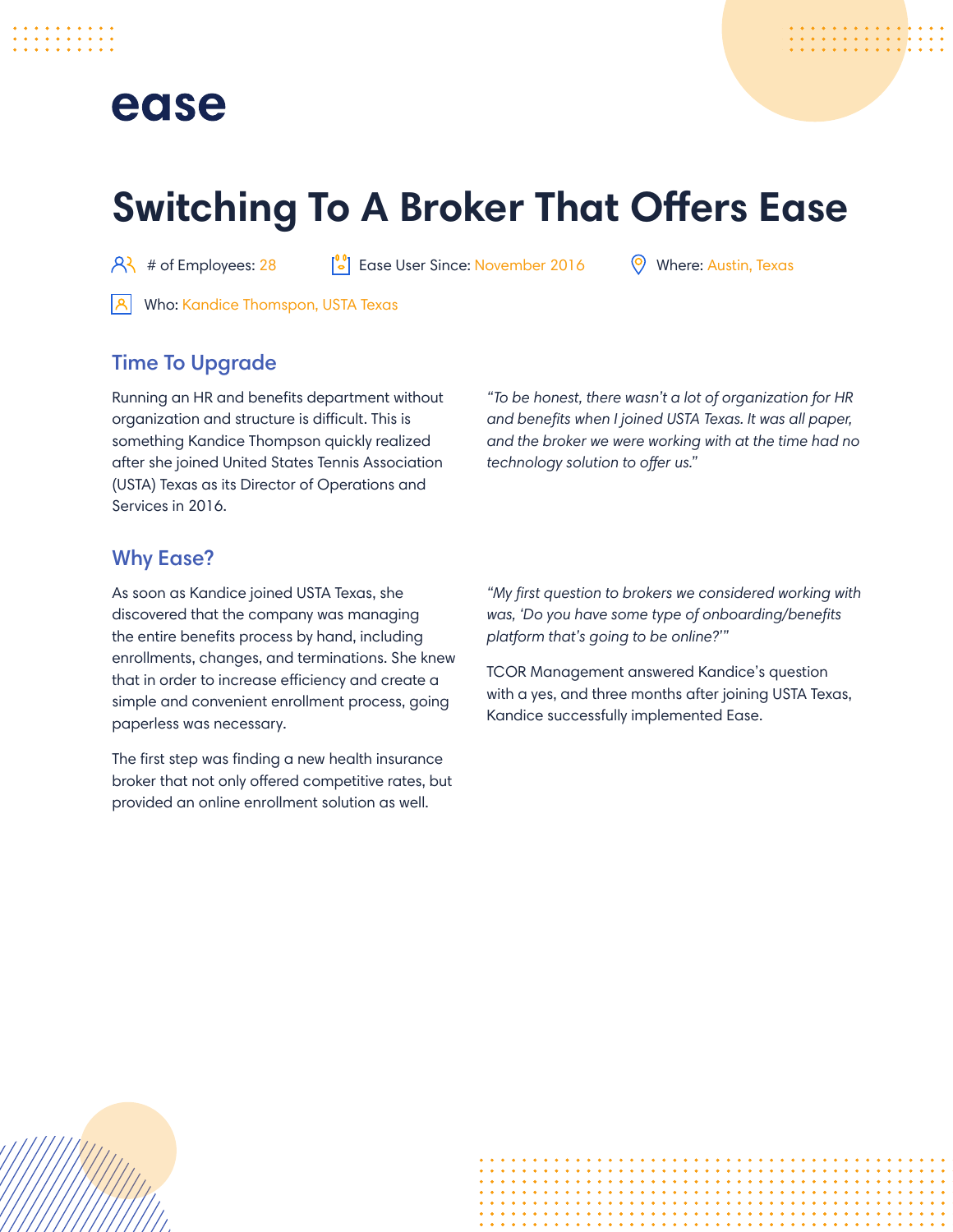ease

# Switching To A Broker That Offers Ease

# of Employees: 28 | Ease User Since: November 2016 | Where: Austin, Texas

Who: Kandice Thomspon, USTA Texas

## Time To Upgrade

Running an HR and benefits department without organization and structure is difficult. This is something Kandice Thompson quickly realized after she joined United States Tennis Association (USTA) Texas as its Director of Operations and Services in 2016.

*"To be honest, there wasn't a lot of organization for HR and benefits when I joined USTA Texas. It was all paper, and the broker we were working with at the time had no technology solution to offer us."*

## Why Ease?

As soon as Kandice joined USTA Texas, she discovered that the company was managing the entire benefits process by hand, including enrollments, changes, and terminations. She knew that in order to increase efficiency and create a simple and convenient enrollment process, going paperless was necessary.

The first step was finding a new health insurance broker that not only offered competitive rates, but provided an online enrollment solution as well.

*"My first question to brokers we considered working with was, 'Do you have some type of onboarding/benefits platform that's going to be online?'"*

TCOR Management answered Kandice's question with a yes, and three months after joining USTA Texas, Kandice successfully implemented Ease.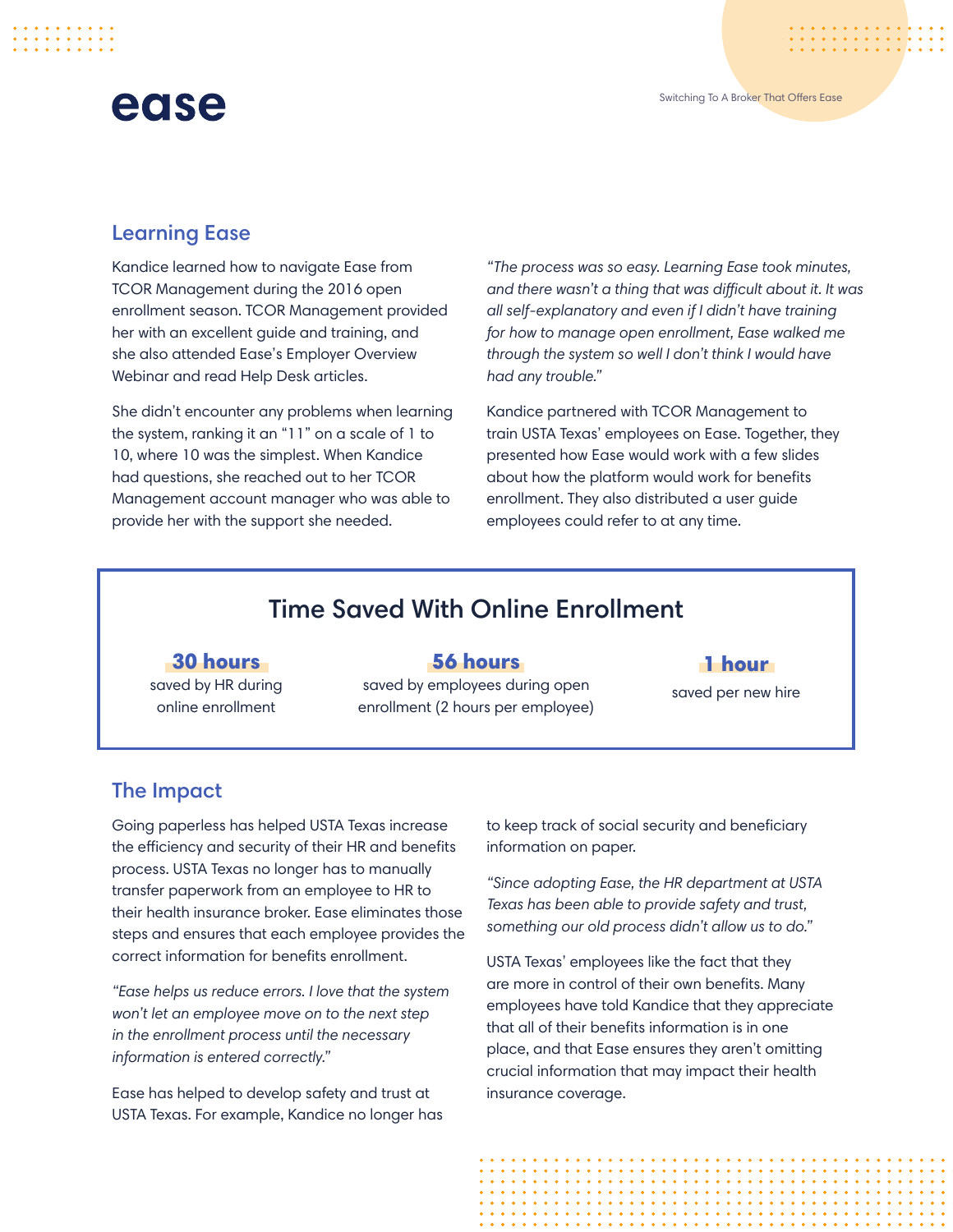## Learning Ease

Kandice learned how to navigate Ease from TCOR Management during the 2016 open enrollment season. TCOR Management provided her with an excellent guide and training, and she also attended Ease's Employer Overview Webinar and read Help Desk articles.

She didn't encounter any problems when learning the system, ranking it an "11" on a scale of 1 to 10, where 10 was the simplest. When Kandice had questions, she reached out to her TCOR Management account manager who was able to provide her with the support she needed.

*"The process was so easy. Learning Ease took minutes, and there wasn't a thing that was difficult about it. It was all self-explanatory and even if I didn't have training for how to manage open enrollment, Ease walked me through the system so well I don't think I would have had any trouble."*

Kandice partnered with TCOR Management to train USTA Texas' employees on Ease. Together, they presented how Ease would work with a few slides about how the platform would work for benefits enrollment. They also distributed a user guide employees could refer to at any time.

### Time Saved With Online Enrollment

**30 hours**
saved by HR during online enrollment

**56 hours**
saved by employees during open enrollment (2 hours per employee)

**1 hour**
saved per new hire

## The Impact

Going paperless has helped USTA Texas increase the efficiency and security of their HR and benefits process. USTA Texas no longer has to manually transfer paperwork from an employee to HR to their health insurance broker. Ease eliminates those steps and ensures that each employee provides the correct information for benefits enrollment.

*"Ease helps us reduce errors. I love that the system won't let an employee move on to the next step in the enrollment process until the necessary information is entered correctly."*

Ease has helped to develop safety and trust at USTA Texas. For example, Kandice no longer has to keep track of social security and beneficiary information on paper.

*"Since adopting Ease, the HR department at USTA Texas has been able to provide safety and trust, something our old process didn't allow us to do."*

USTA Texas' employees like the fact that they are more in control of their own benefits. Many employees have told Kandice that they appreciate that all of their benefits information is in one place, and that Ease ensures they aren't omitting crucial information that may impact their health insurance coverage.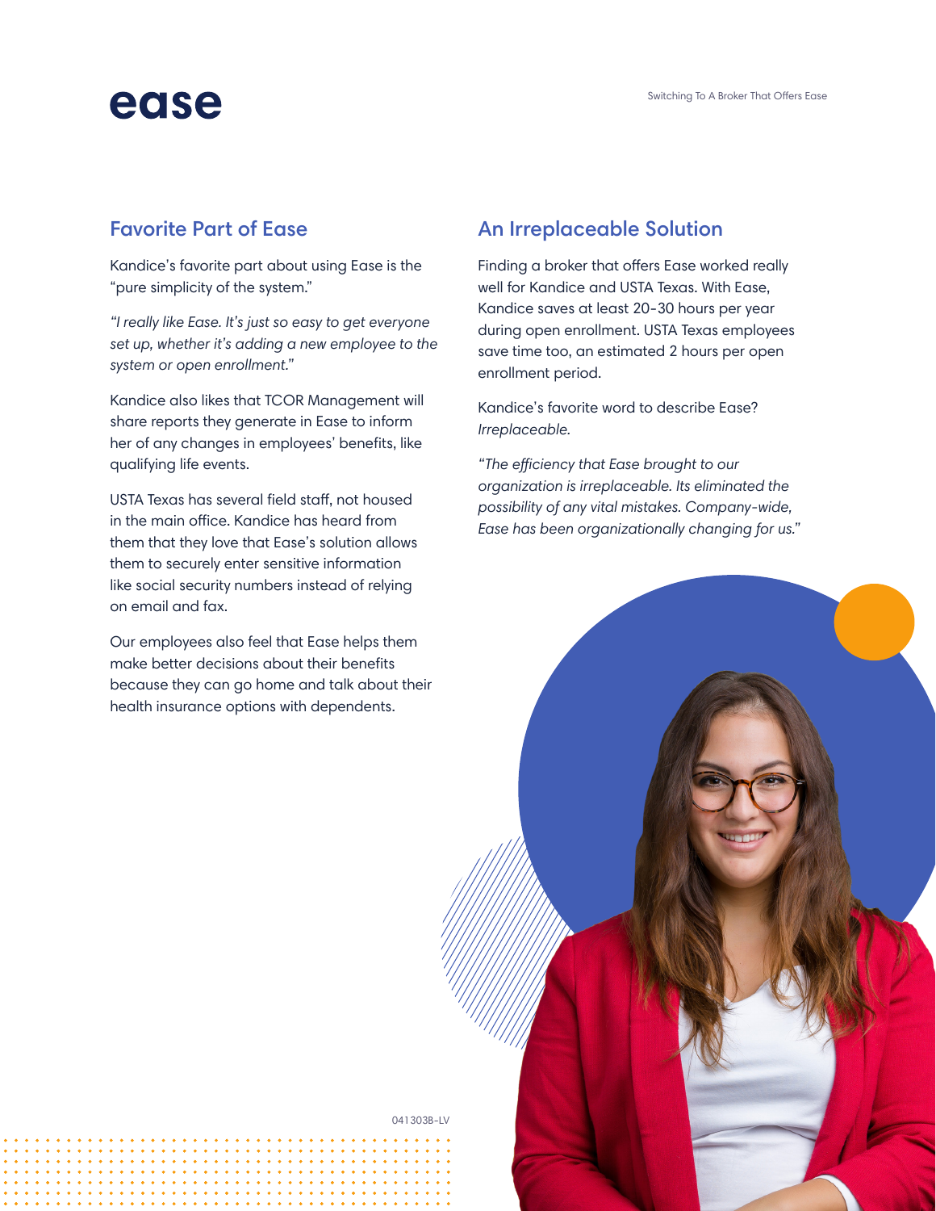## Favorite Part of Ease

Kandice's favorite part about using Ease is the "pure simplicity of the system."

*"I really like Ease. It's just so easy to get everyone set up, whether it's adding a new employee to the system or open enrollment."*

Kandice also likes that TCOR Management will share reports they generate in Ease to inform her of any changes in employees' benefits, like qualifying life events.

USTA Texas has several field staff, not housed in the main office. Kandice has heard from them that they love that Ease's solution allows them to securely enter sensitive information like social security numbers instead of relying on email and fax.

Our employees also feel that Ease helps them make better decisions about their benefits because they can go home and talk about their health insurance options with dependents.

## An Irreplaceable Solution

Finding a broker that offers Ease worked really well for Kandice and USTA Texas. With Ease, Kandice saves at least 20-30 hours per year during open enrollment. USTA Texas employees save time too, an estimated 2 hours per open enrollment period.

Kandice's favorite word to describe Ease? *Irreplaceable.*

*"The efficiency that Ease brought to our organization is irreplaceable. Its eliminated the possibility of any vital mistakes. Company-wide, Ease has been organizationally changing for us."*

041303B-LV